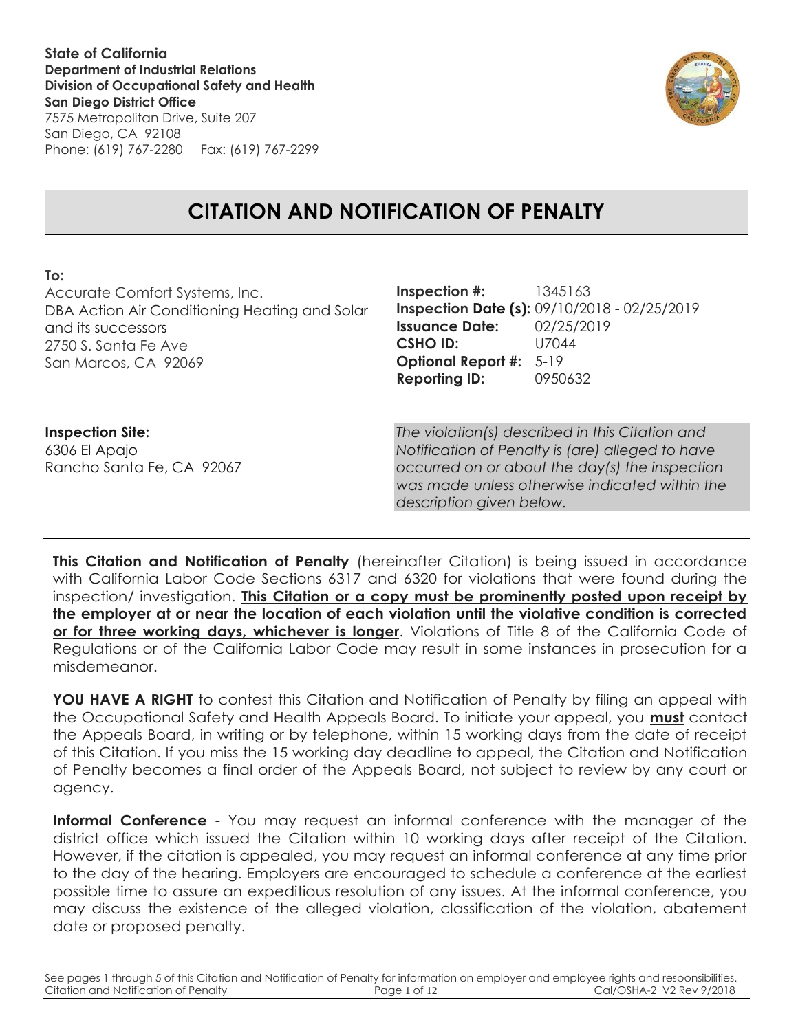**State of California**
**Department of Industrial Relations**
**Division of Occupational Safety and Health**
**San Diego District Office**
7575 Metropolitan Drive, Suite 207
San Diego, CA 92108
Phone: (619) 767-2280 Fax: (619) 767-2299

# CITATION AND NOTIFICATION OF PENALTY

**To:**
Accurate Comfort Systems, Inc.
DBA Action Air Conditioning Heating and Solar
and its successors
2750 S. Santa Fe Ave
San Marcos, CA 92069

**Inspection #:** 1345163
**Inspection Date (s):** 09/10/2018 - 02/25/2019
**Issuance Date:** 02/25/2019
**CSHO ID:** U7044
**Optional Report #:** 5-19
**Reporting ID:** 0950632

**Inspection Site:**
6306 El Apajo
Rancho Santa Fe, CA 92067

*The violation(s) described in this Citation and Notification of Penalty is (are) alleged to have occurred on or about the day(s) the inspection was made unless otherwise indicated within the description given below.*

**This Citation and Notification of Penalty** (hereinafter Citation) is being issued in accordance with California Labor Code Sections 6317 and 6320 for violations that were found during the inspection/ investigation. **<u>This Citation or a copy must be prominently posted upon receipt by the employer at or near the location of each violation until the violative condition is corrected or for three working days, whichever is longer</u>**. Violations of Title 8 of the California Code of Regulations or of the California Labor Code may result in some instances in prosecution for a misdemeanor.

**YOU HAVE A RIGHT** to contest this Citation and Notification of Penalty by filing an appeal with the Occupational Safety and Health Appeals Board. To initiate your appeal, you **<u>must</u>** contact the Appeals Board, in writing or by telephone, within 15 working days from the date of receipt of this Citation. If you miss the 15 working day deadline to appeal, the Citation and Notification of Penalty becomes a final order of the Appeals Board, not subject to review by any court or agency.

**Informal Conference** - You may request an informal conference with the manager of the district office which issued the Citation within 10 working days after receipt of the Citation. However, if the citation is appealed, you may request an informal conference at any time prior to the day of the hearing. Employers are encouraged to schedule a conference at the earliest possible time to assure an expeditious resolution of any issues. At the informal conference, you may discuss the existence of the alleged violation, classification of the violation, abatement date or proposed penalty.

See pages 1 through 5 of this Citation and Notification of Penalty for information on employer and employee rights and responsibilities.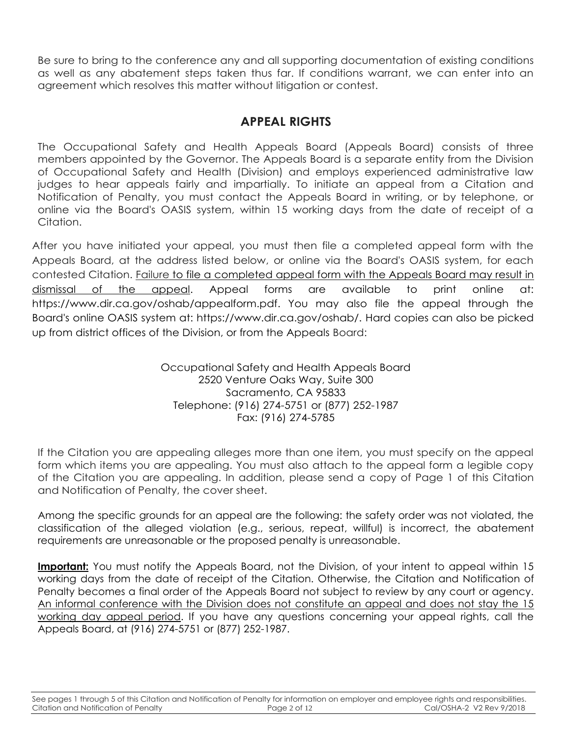Be sure to bring to the conference any and all supporting documentation of existing conditions as well as any abatement steps taken thus far. If conditions warrant, we can enter into an agreement which resolves this matter without litigation or contest.

## APPEAL RIGHTS

The Occupational Safety and Health Appeals Board (Appeals Board) consists of three members appointed by the Governor. The Appeals Board is a separate entity from the Division of Occupational Safety and Health (Division) and employs experienced administrative law judges to hear appeals fairly and impartially. To initiate an appeal from a Citation and Notification of Penalty, you must contact the Appeals Board in writing, or by telephone, or online via the Board's OASIS system, within 15 working days from the date of receipt of a Citation.

After you have initiated your appeal, you must then file a completed appeal form with the Appeals Board, at the address listed below, or online via the Board's OASIS system, for each contested Citation. <u>Failure to file a completed appeal form with the Appeals Board may result in dismissal of the appeal</u>. Appeal forms are available to print online at: https://www.dir.ca.gov/oshab/appealform.pdf. You may also file the appeal through the Board's online OASIS system at: https://www.dir.ca.gov/oshab/. Hard copies can also be picked up from district offices of the Division, or from the Appeals Board:

Occupational Safety and Health Appeals Board
2520 Venture Oaks Way, Suite 300
Sacramento, CA 95833
Telephone: (916) 274-5751 or (877) 252-1987
Fax: (916) 274-5785

If the Citation you are appealing alleges more than one item, you must specify on the appeal form which items you are appealing. You must also attach to the appeal form a legible copy of the Citation you are appealing. In addition, please send a copy of Page 1 of this Citation and Notification of Penalty, the cover sheet.

Among the specific grounds for an appeal are the following: the safety order was not violated, the classification of the alleged violation (e.g., serious, repeat, willful) is incorrect, the abatement requirements are unreasonable or the proposed penalty is unreasonable.

**<u>Important:</u>** You must notify the Appeals Board, not the Division, of your intent to appeal within 15 working days from the date of receipt of the Citation. Otherwise, the Citation and Notification of Penalty becomes a final order of the Appeals Board not subject to review by any court or agency. <u>An informal conference with the Division does not constitute an appeal and does not stay the 15 working day appeal period</u>. If you have any questions concerning your appeal rights, call the Appeals Board, at (916) 274-5751 or (877) 252-1987.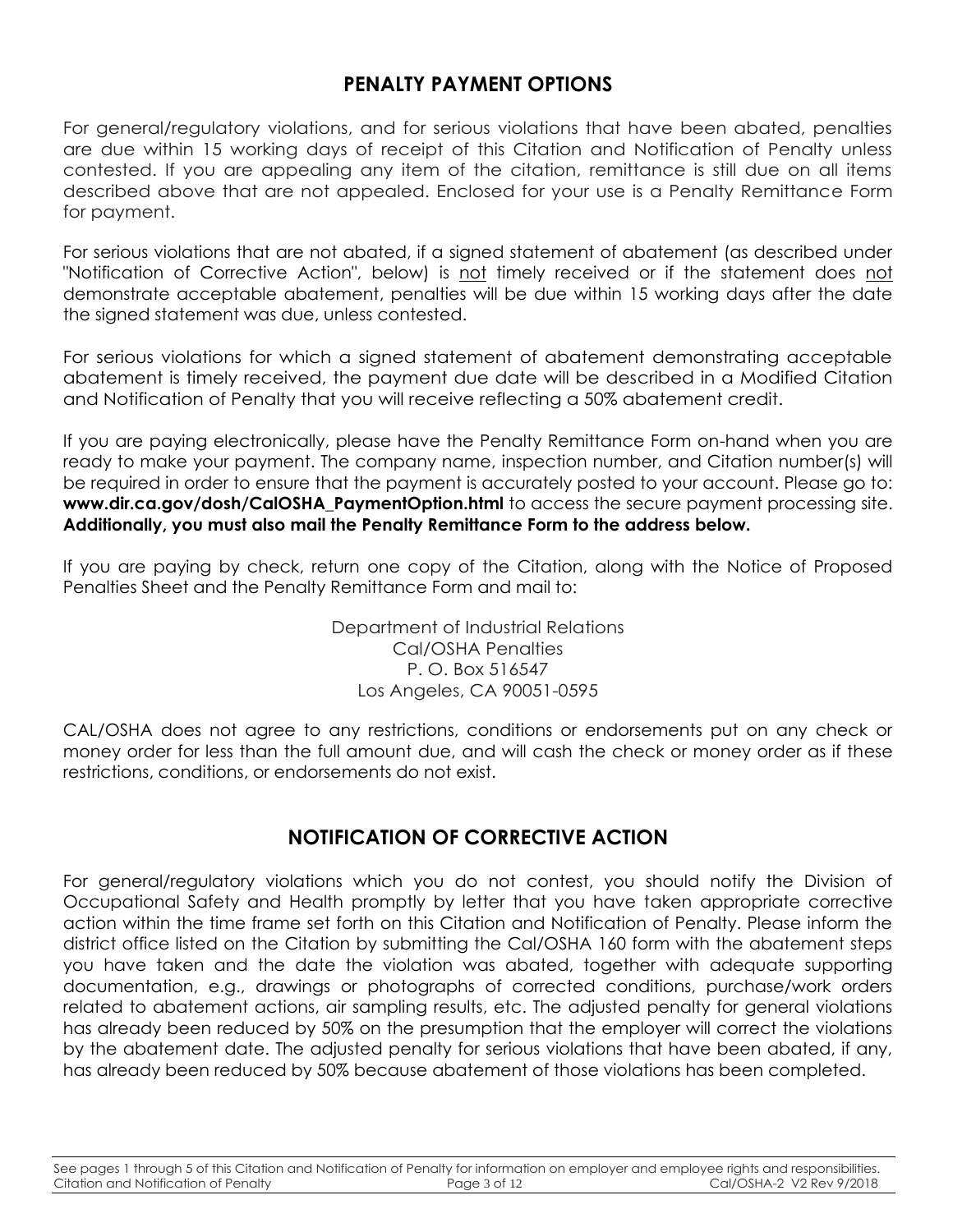## PENALTY PAYMENT OPTIONS

For general/regulatory violations, and for serious violations that have been abated, penalties are due within 15 working days of receipt of this Citation and Notification of Penalty unless contested. If you are appealing any item of the citation, remittance is still due on all items described above that are not appealed. Enclosed for your use is a Penalty Remittance Form for payment.

For serious violations that are not abated, if a signed statement of abatement (as described under "Notification of Corrective Action", below) is not timely received or if the statement does not demonstrate acceptable abatement, penalties will be due within 15 working days after the date the signed statement was due, unless contested.

For serious violations for which a signed statement of abatement demonstrating acceptable abatement is timely received, the payment due date will be described in a Modified Citation and Notification of Penalty that you will receive reflecting a 50% abatement credit.

If you are paying electronically, please have the Penalty Remittance Form on-hand when you are ready to make your payment. The company name, inspection number, and Citation number(s) will be required in order to ensure that the payment is accurately posted to your account. Please go to: **www.dir.ca.gov/dosh/CalOSHA_PaymentOption.html** to access the secure payment processing site. **Additionally, you must also mail the Penalty Remittance Form to the address below.**

If you are paying by check, return one copy of the Citation, along with the Notice of Proposed Penalties Sheet and the Penalty Remittance Form and mail to:

Department of Industrial Relations
Cal/OSHA Penalties
P. O. Box 516547
Los Angeles, CA 90051-0595

CAL/OSHA does not agree to any restrictions, conditions or endorsements put on any check or money order for less than the full amount due, and will cash the check or money order as if these restrictions, conditions, or endorsements do not exist.

## NOTIFICATION OF CORRECTIVE ACTION

For general/regulatory violations which you do not contest, you should notify the Division of Occupational Safety and Health promptly by letter that you have taken appropriate corrective action within the time frame set forth on this Citation and Notification of Penalty. Please inform the district office listed on the Citation by submitting the Cal/OSHA 160 form with the abatement steps you have taken and the date the violation was abated, together with adequate supporting documentation, e.g., drawings or photographs of corrected conditions, purchase/work orders related to abatement actions, air sampling results, etc. The adjusted penalty for general violations has already been reduced by 50% on the presumption that the employer will correct the violations by the abatement date. The adjusted penalty for serious violations that have been abated, if any, has already been reduced by 50% because abatement of those violations has been completed.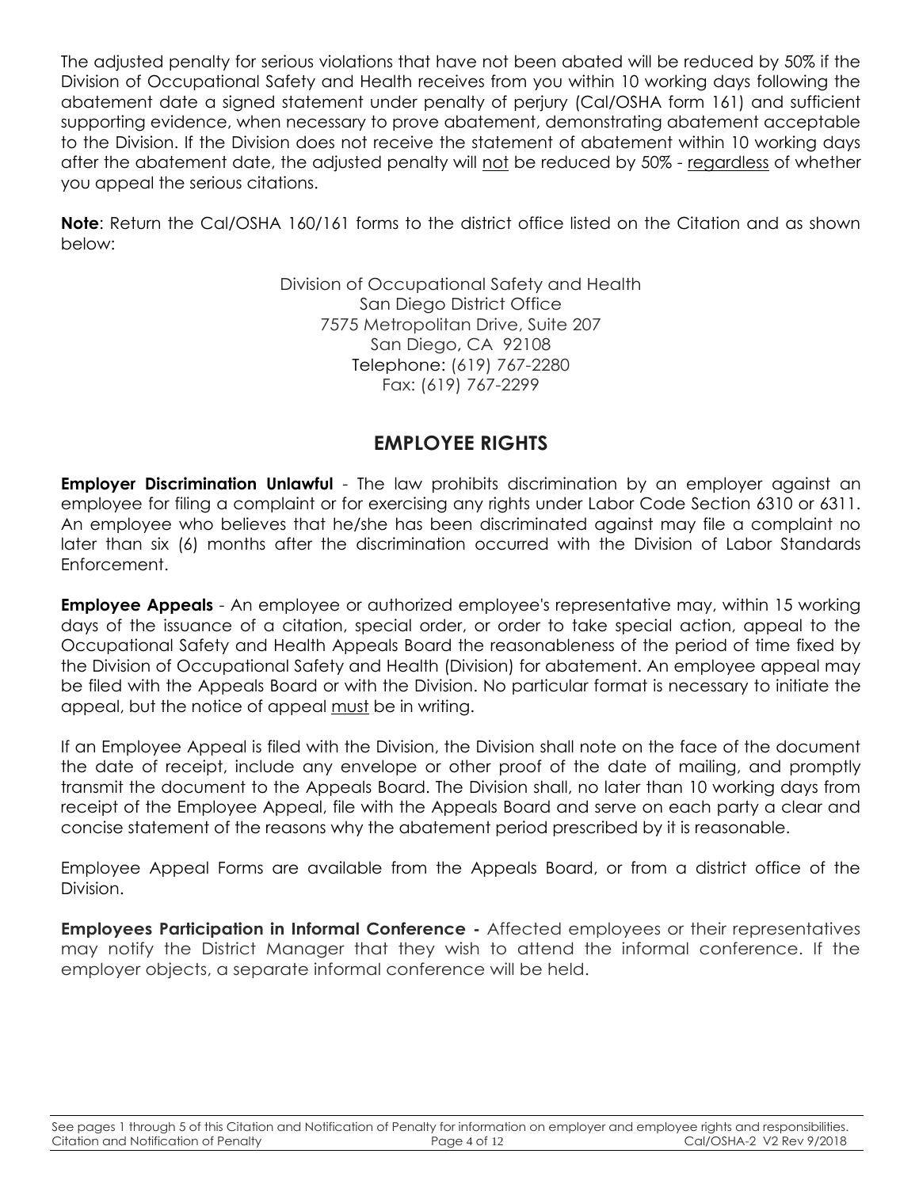The adjusted penalty for serious violations that have not been abated will be reduced by 50% if the Division of Occupational Safety and Health receives from you within 10 working days following the abatement date a signed statement under penalty of perjury (Cal/OSHA form 161) and sufficient supporting evidence, when necessary to prove abatement, demonstrating abatement acceptable to the Division. If the Division does not receive the statement of abatement within 10 working days after the abatement date, the adjusted penalty will <u>not</u> be reduced by 50% - <u>regardless</u> of whether you appeal the serious citations.

**Note**: Return the Cal/OSHA 160/161 forms to the district office listed on the Citation and as shown below:

Division of Occupational Safety and Health
San Diego District Office
7575 Metropolitan Drive, Suite 207
San Diego, CA 92108
Telephone: (619) 767-2280
Fax: (619) 767-2299

## EMPLOYEE RIGHTS

**Employer Discrimination Unlawful** - The law prohibits discrimination by an employer against an employee for filing a complaint or for exercising any rights under Labor Code Section 6310 or 6311. An employee who believes that he/she has been discriminated against may file a complaint no later than six (6) months after the discrimination occurred with the Division of Labor Standards Enforcement.

**Employee Appeals** - An employee or authorized employee's representative may, within 15 working days of the issuance of a citation, special order, or order to take special action, appeal to the Occupational Safety and Health Appeals Board the reasonableness of the period of time fixed by the Division of Occupational Safety and Health (Division) for abatement. An employee appeal may be filed with the Appeals Board or with the Division. No particular format is necessary to initiate the appeal, but the notice of appeal <u>must</u> be in writing.

If an Employee Appeal is filed with the Division, the Division shall note on the face of the document the date of receipt, include any envelope or other proof of the date of mailing, and promptly transmit the document to the Appeals Board. The Division shall, no later than 10 working days from receipt of the Employee Appeal, file with the Appeals Board and serve on each party a clear and concise statement of the reasons why the abatement period prescribed by it is reasonable.

Employee Appeal Forms are available from the Appeals Board, or from a district office of the Division.

**Employees Participation in Informal Conference -** Affected employees or their representatives may notify the District Manager that they wish to attend the informal conference. If the employer objects, a separate informal conference will be held.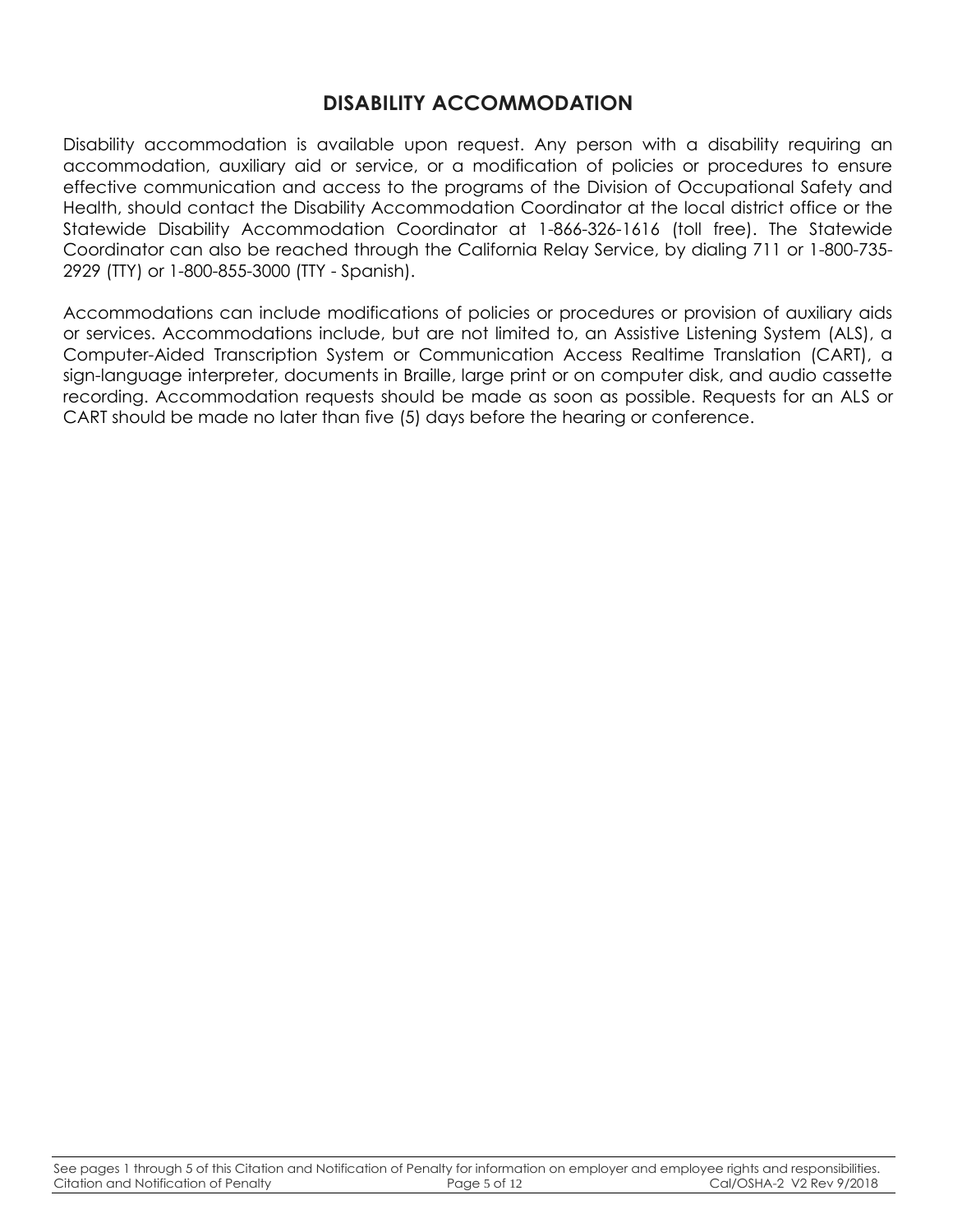## DISABILITY ACCOMMODATION

Disability accommodation is available upon request. Any person with a disability requiring an accommodation, auxiliary aid or service, or a modification of policies or procedures to ensure effective communication and access to the programs of the Division of Occupational Safety and Health, should contact the Disability Accommodation Coordinator at the local district office or the Statewide Disability Accommodation Coordinator at 1-866-326-1616 (toll free). The Statewide Coordinator can also be reached through the California Relay Service, by dialing 711 or 1-800-735-2929 (TTY) or 1-800-855-3000 (TTY - Spanish).

Accommodations can include modifications of policies or procedures or provision of auxiliary aids or services. Accommodations include, but are not limited to, an Assistive Listening System (ALS), a Computer-Aided Transcription System or Communication Access Realtime Translation (CART), a sign-language interpreter, documents in Braille, large print or on computer disk, and audio cassette recording. Accommodation requests should be made as soon as possible. Requests for an ALS or CART should be made no later than five (5) days before the hearing or conference.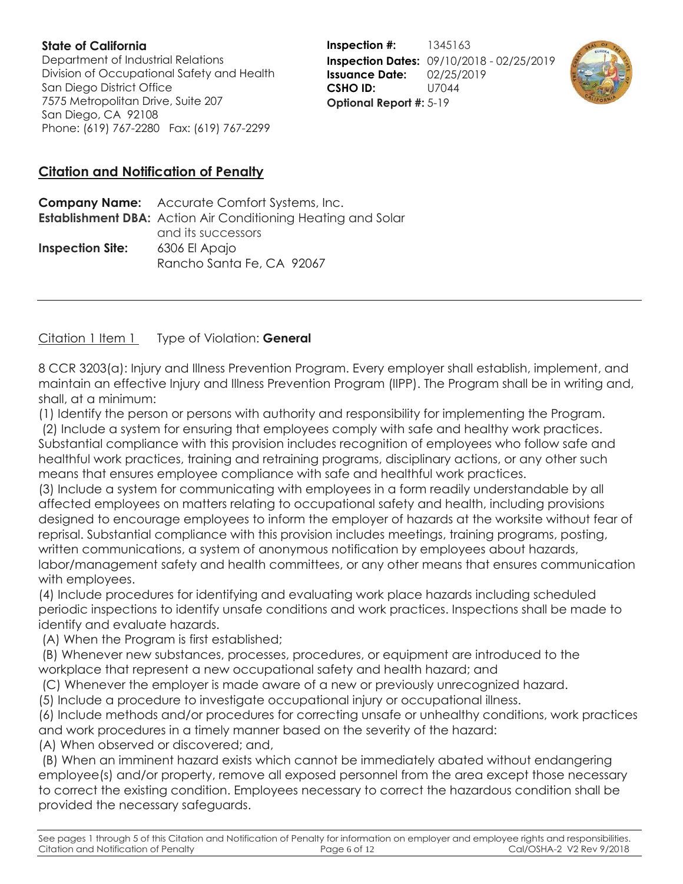**State of California**
Department of Industrial Relations
Division of Occupational Safety and Health
San Diego District Office
7575 Metropolitan Drive, Suite 207
San Diego, CA 92108
Phone: (619) 767-2280 Fax: (619) 767-2299

**Inspection #:** 1345163
**Inspection Dates:** 09/10/2018 - 02/25/2019
**Issuance Date:** 02/25/2019
**CSHO ID:** U7044
**Optional Report #:** 5-19

## Citation and Notification of Penalty

**Company Name:** Accurate Comfort Systems, Inc.
**Establishment DBA:** Action Air Conditioning Heating and Solar and its successors
**Inspection Site:** 6306 El Apajo
Rancho Santa Fe, CA 92067

---

Citation 1 Item 1 Type of Violation: **General**

8 CCR 3203(a): Injury and Illness Prevention Program. Every employer shall establish, implement, and maintain an effective Injury and Illness Prevention Program (IIPP). The Program shall be in writing and, shall, at a minimum:

(1) Identify the person or persons with authority and responsibility for implementing the Program.

(2) Include a system for ensuring that employees comply with safe and healthy work practices. Substantial compliance with this provision includes recognition of employees who follow safe and healthful work practices, training and retraining programs, disciplinary actions, or any other such means that ensures employee compliance with safe and healthful work practices.

(3) Include a system for communicating with employees in a form readily understandable by all affected employees on matters relating to occupational safety and health, including provisions designed to encourage employees to inform the employer of hazards at the worksite without fear of reprisal. Substantial compliance with this provision includes meetings, training programs, posting, written communications, a system of anonymous notification by employees about hazards, labor/management safety and health committees, or any other means that ensures communication with employees.

(4) Include procedures for identifying and evaluating work place hazards including scheduled periodic inspections to identify unsafe conditions and work practices. Inspections shall be made to identify and evaluate hazards.

(A) When the Program is first established;

(B) Whenever new substances, processes, procedures, or equipment are introduced to the workplace that represent a new occupational safety and health hazard; and

(C) Whenever the employer is made aware of a new or previously unrecognized hazard.

(5) Include a procedure to investigate occupational injury or occupational illness.

(6) Include methods and/or procedures for correcting unsafe or unhealthy conditions, work practices and work procedures in a timely manner based on the severity of the hazard:

(A) When observed or discovered; and,

(B) When an imminent hazard exists which cannot be immediately abated without endangering employee(s) and/or property, remove all exposed personnel from the area except those necessary to correct the existing condition. Employees necessary to correct the hazardous condition shall be provided the necessary safeguards.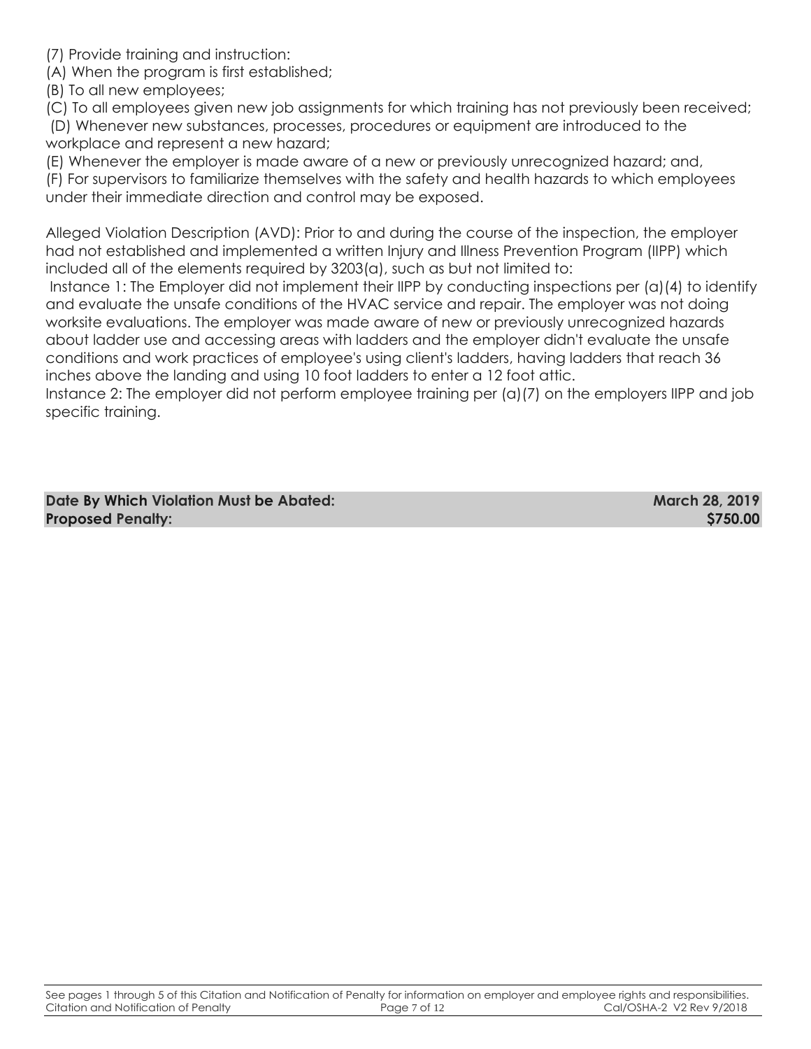(7) Provide training and instruction:
(A) When the program is first established;
(B) To all new employees;
(C) To all employees given new job assignments for which training has not previously been received;
(D) Whenever new substances, processes, procedures or equipment are introduced to the workplace and represent a new hazard;
(E) Whenever the employer is made aware of a new or previously unrecognized hazard; and,
(F) For supervisors to familiarize themselves with the safety and health hazards to which employees under their immediate direction and control may be exposed.

Alleged Violation Description (AVD): Prior to and during the course of the inspection, the employer had not established and implemented a written Injury and Illness Prevention Program (IIPP) which included all of the elements required by 3203(a), such as but not limited to:
Instance 1: The Employer did not implement their IIPP by conducting inspections per (a)(4) to identify and evaluate the unsafe conditions of the HVAC service and repair. The employer was not doing worksite evaluations. The employer was made aware of new or previously unrecognized hazards about ladder use and accessing areas with ladders and the employer didn't evaluate the unsafe conditions and work practices of employee's using client's ladders, having ladders that reach 36 inches above the landing and using 10 foot ladders to enter a 12 foot attic.
Instance 2: The employer did not perform employee training per (a)(7) on the employers IIPP and job specific training.

**Date By Which Violation Must be Abated:** **March 28, 2019**
**Proposed Penalty:** **$750.00**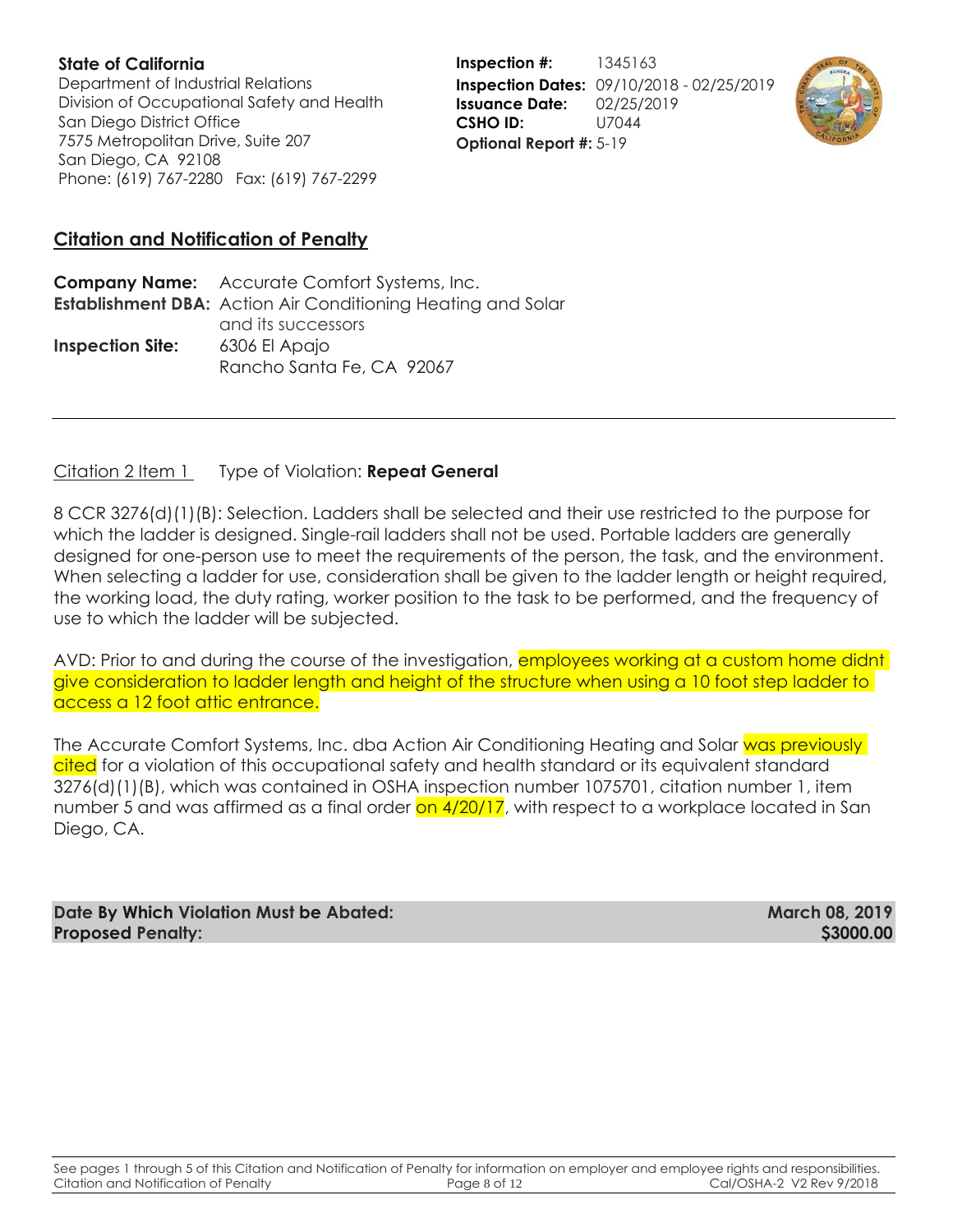**State of California**
Department of Industrial Relations
Division of Occupational Safety and Health
San Diego District Office
7575 Metropolitan Drive, Suite 207
San Diego, CA 92108
Phone: (619) 767-2280 Fax: (619) 767-2299

**Inspection #:** 1345163
**Inspection Dates:** 09/10/2018 - 02/25/2019
**Issuance Date:** 02/25/2019
**CSHO ID:** U7044
**Optional Report #:** 5-19

## Citation and Notification of Penalty

**Company Name:** Accurate Comfort Systems, Inc.
**Establishment DBA:** Action Air Conditioning Heating and Solar and its successors
**Inspection Site:** 6306 El Apajo
Rancho Santa Fe, CA 92067

---

Citation 2 Item 1 Type of Violation: **Repeat General**

8 CCR 3276(d)(1)(B): Selection. Ladders shall be selected and their use restricted to the purpose for which the ladder is designed. Single-rail ladders shall not be used. Portable ladders are generally designed for one-person use to meet the requirements of the person, the task, and the environment. When selecting a ladder for use, consideration shall be given to the ladder length or height required, the working load, the duty rating, worker position to the task to be performed, and the frequency of use to which the ladder will be subjected.

AVD: Prior to and during the course of the investigation, employees working at a custom home didnt give consideration to ladder length and height of the structure when using a 10 foot step ladder to access a 12 foot attic entrance.

The Accurate Comfort Systems, Inc. dba Action Air Conditioning Heating and Solar was previously cited for a violation of this occupational safety and health standard or its equivalent standard 3276(d)(1)(B), which was contained in OSHA inspection number 1075701, citation number 1, item number 5 and was affirmed as a final order on 4/20/17, with respect to a workplace located in San Diego, CA.

**Date By Which Violation Must be Abated:** **March 08, 2019**
**Proposed Penalty:** **$3000.00**

See pages 1 through 5 of this Citation and Notification of Penalty for information on employer and employee rights and responsibilities.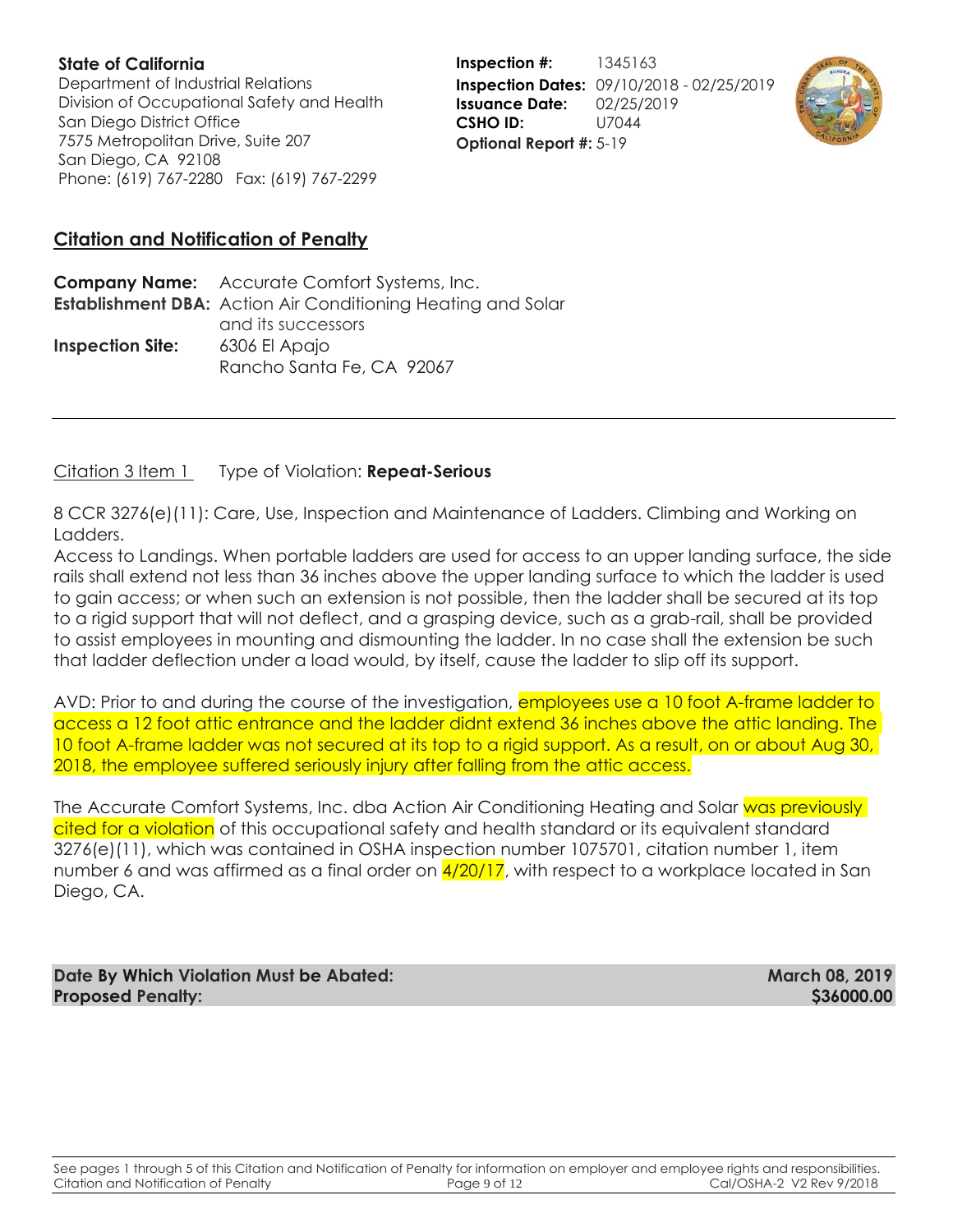**State of California**
Department of Industrial Relations
Division of Occupational Safety and Health
San Diego District Office
7575 Metropolitan Drive, Suite 207
San Diego, CA 92108
Phone: (619) 767-2280 Fax: (619) 767-2299

**Inspection #:** 1345163
**Inspection Dates:** 09/10/2018 - 02/25/2019
**Issuance Date:** 02/25/2019
**CSHO ID:** U7044
**Optional Report #:** 5-19

## Citation and Notification of Penalty

**Company Name:** Accurate Comfort Systems, Inc.
**Establishment DBA:** Action Air Conditioning Heating and Solar and its successors
**Inspection Site:** 6306 El Apajo
Rancho Santa Fe, CA 92067

---

Citation 3 Item 1 Type of Violation: **Repeat-Serious**

8 CCR 3276(e)(11): Care, Use, Inspection and Maintenance of Ladders. Climbing and Working on Ladders.
Access to Landings. When portable ladders are used for access to an upper landing surface, the side rails shall extend not less than 36 inches above the upper landing surface to which the ladder is used to gain access; or when such an extension is not possible, then the ladder shall be secured at its top to a rigid support that will not deflect, and a grasping device, such as a grab-rail, shall be provided to assist employees in mounting and dismounting the ladder. In no case shall the extension be such that ladder deflection under a load would, by itself, cause the ladder to slip off its support.

AVD: Prior to and during the course of the investigation, employees use a 10 foot A-frame ladder to access a 12 foot attic entrance and the ladder didnt extend 36 inches above the attic landing. The 10 foot A-frame ladder was not secured at its top to a rigid support. As a result, on or about Aug 30, 2018, the employee suffered seriously injury after falling from the attic access.

The Accurate Comfort Systems, Inc. dba Action Air Conditioning Heating and Solar was previously cited for a violation of this occupational safety and health standard or its equivalent standard 3276(e)(11), which was contained in OSHA inspection number 1075701, citation number 1, item number 6 and was affirmed as a final order on 4/20/17, with respect to a workplace located in San Diego, CA.

**Date By Which Violation Must be Abated:** **March 08, 2019**
**Proposed Penalty:** **$36000.00**

See pages 1 through 5 of this Citation and Notification of Penalty for information on employer and employee rights and responsibilities.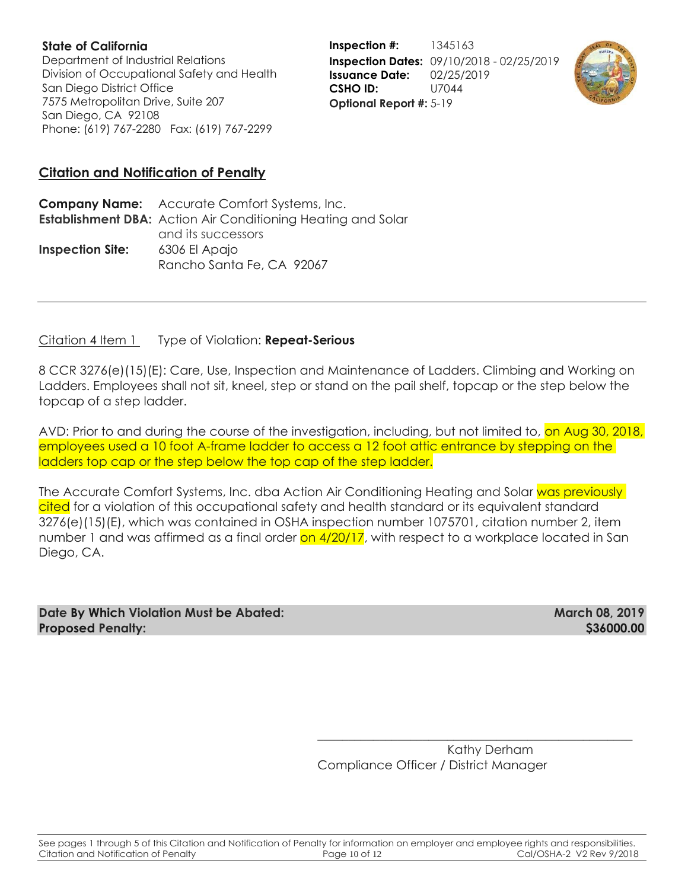**State of California**
Department of Industrial Relations
Division of Occupational Safety and Health
San Diego District Office
7575 Metropolitan Drive, Suite 207
San Diego, CA 92108
Phone: (619) 767-2280 Fax: (619) 767-2299

**Inspection #:** 1345163
**Inspection Dates:** 09/10/2018 - 02/25/2019
**Issuance Date:** 02/25/2019
**CSHO ID:** U7044
**Optional Report #:** 5-19

## Citation and Notification of Penalty

**Company Name:** Accurate Comfort Systems, Inc.
**Establishment DBA:** Action Air Conditioning Heating and Solar and its successors
**Inspection Site:** 6306 El Apajo
Rancho Santa Fe, CA 92067

---

Citation 4 Item 1 Type of Violation: **Repeat-Serious**

8 CCR 3276(e)(15)(E): Care, Use, Inspection and Maintenance of Ladders. Climbing and Working on Ladders. Employees shall not sit, kneel, step or stand on the pail shelf, topcap or the step below the topcap of a step ladder.

AVD: Prior to and during the course of the investigation, including, but not limited to, on Aug 30, 2018, employees used a 10 foot A-frame ladder to access a 12 foot attic entrance by stepping on the ladders top cap or the step below the top cap of the step ladder.

The Accurate Comfort Systems, Inc. dba Action Air Conditioning Heating and Solar was previously cited for a violation of this occupational safety and health standard or its equivalent standard 3276(e)(15)(E), which was contained in OSHA inspection number 1075701, citation number 2, item number 1 and was affirmed as a final order on 4/20/17, with respect to a workplace located in San Diego, CA.

| | |
|---|---|
| **Date By Which Violation Must be Abated:** | **March 08, 2019** |
| **Proposed Penalty:** | **$36000.00** |

Kathy Derham
Compliance Officer / District Manager

See pages 1 through 5 of this Citation and Notification of Penalty for information on employer and employee rights and responsibilities.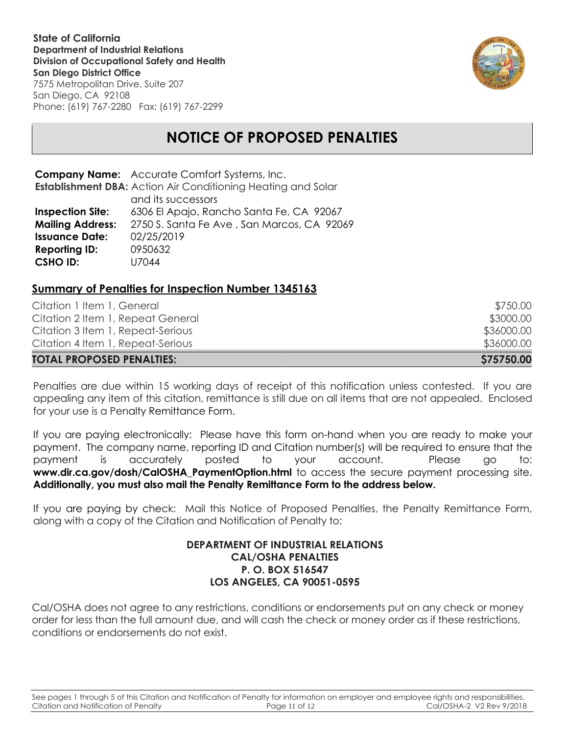**State of California**
**Department of Industrial Relations**
**Division of Occupational Safety and Health**
**San Diego District Office**
7575 Metropolitan Drive, Suite 207
San Diego, CA 92108
Phone: (619) 767-2280 Fax: (619) 767-2299

# NOTICE OF PROPOSED PENALTIES

**Company Name:** Accurate Comfort Systems, Inc.
**Establishment DBA:** Action Air Conditioning Heating and Solar and its successors
**Inspection Site:** 6306 El Apajo, Rancho Santa Fe, CA 92067
**Mailing Address:** 2750 S. Santa Fe Ave , San Marcos, CA 92069
**Issuance Date:** 02/25/2019
**Reporting ID:** 0950632
**CSHO ID:** U7044

## Summary of Penalties for Inspection Number 1345163

| | |
|---|---|
| Citation 1 Item 1, General | \$750.00 |
| Citation 2 Item 1, Repeat General | \$3000.00 |
| Citation 3 Item 1, Repeat-Serious | \$36000.00 |
| Citation 4 Item 1, Repeat-Serious | \$36000.00 |
| **TOTAL PROPOSED PENALTIES:** | **\$75750.00** |

Penalties are due within 15 working days of receipt of this notification unless contested. If you are appealing any item of this citation, remittance is still due on all items that are not appealed. Enclosed for your use is a Penalty Remittance Form.

If you are paying electronically: Please have this form on-hand when you are ready to make your payment. The company name, reporting ID and Citation number(s) will be required to ensure that the payment is accurately posted to your account. Please go to: **www.dir.ca.gov/dosh/CalOSHA_PaymentOption.html** to access the secure payment processing site. **Additionally, you must also mail the Penalty Remittance Form to the address below.**

If you are paying by check: Mail this Notice of Proposed Penalties, the Penalty Remittance Form, along with a copy of the Citation and Notification of Penalty to:

**DEPARTMENT OF INDUSTRIAL RELATIONS**
**CAL/OSHA PENALTIES**
**P. O. BOX 516547**
**LOS ANGELES, CA 90051-0595**

Cal/OSHA does not agree to any restrictions, conditions or endorsements put on any check or money order for less than the full amount due, and will cash the check or money order as if these restrictions, conditions or endorsements do not exist.

See pages 1 through 5 of this Citation and Notification of Penalty for information on employer and employee rights and responsibilities.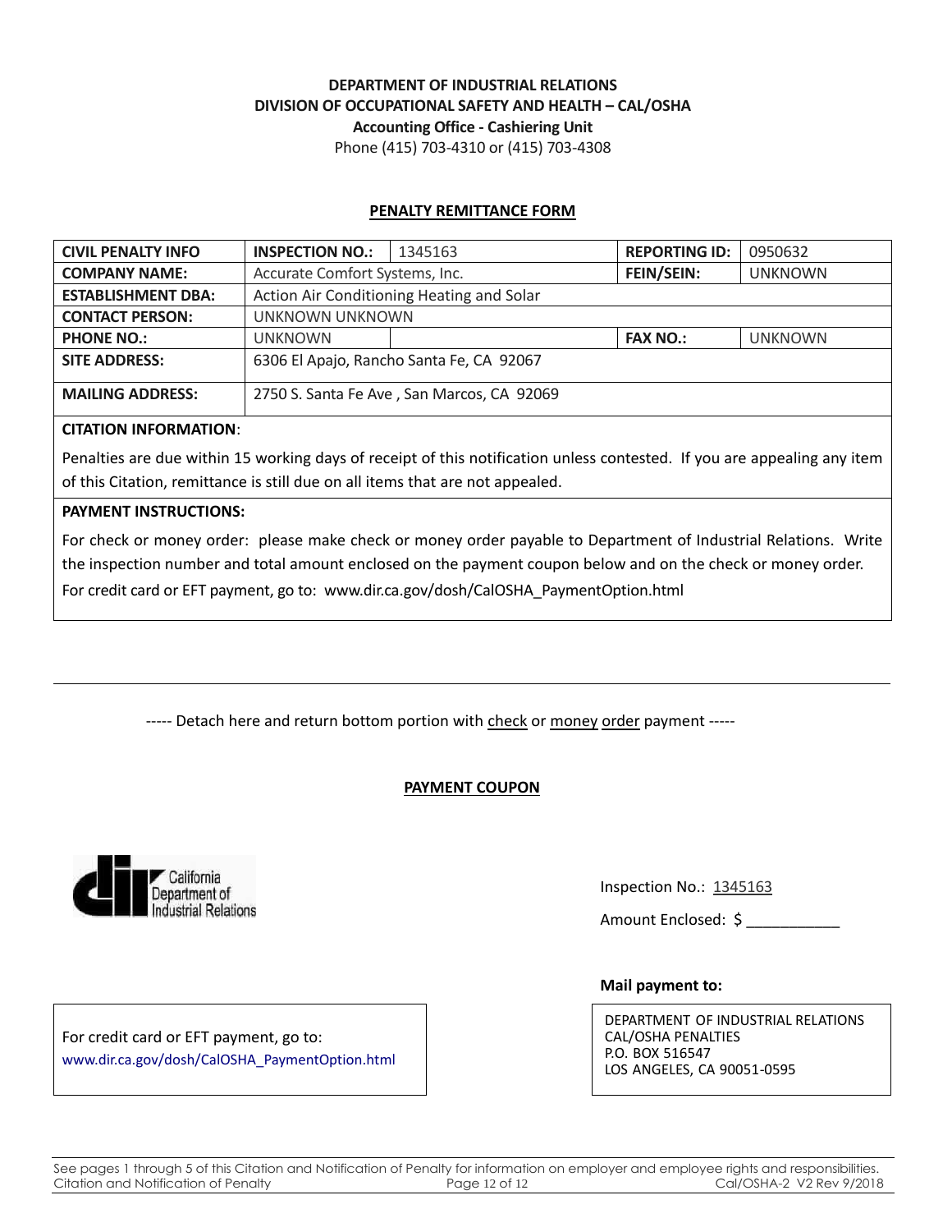**DEPARTMENT OF INDUSTRIAL RELATIONS**
**DIVISION OF OCCUPATIONAL SAFETY AND HEALTH – CAL/OSHA**
**Accounting Office - Cashiering Unit**
Phone (415) 703-4310 or (415) 703-4308

## PENALTY REMITTANCE FORM

| | | | | |
|---|---|---|---|---|
| **CIVIL PENALTY INFO** | **INSPECTION NO.:** | 1345163 | **REPORTING ID:** | 0950632 |
| **COMPANY NAME:** | Accurate Comfort Systems, Inc. | | **FEIN/SEIN:** | UNKNOWN |
| **ESTABLISHMENT DBA:** | Action Air Conditioning Heating and Solar | | | |
| **CONTACT PERSON:** | UNKNOWN UNKNOWN | | | |
| **PHONE NO.:** | UNKNOWN | | **FAX NO.:** | UNKNOWN |
| **SITE ADDRESS:** | 6306 El Apajo, Rancho Santa Fe, CA 92067 | | | |
| **MAILING ADDRESS:** | 2750 S. Santa Fe Ave , San Marcos, CA 92069 | | | |

**CITATION INFORMATION**:

Penalties are due within 15 working days of receipt of this notification unless contested. If you are appealing any item of this Citation, remittance is still due on all items that are not appealed.

**PAYMENT INSTRUCTIONS:**

For check or money order: please make check or money order payable to Department of Industrial Relations. Write the inspection number and total amount enclosed on the payment coupon below and on the check or money order.

For credit card or EFT payment, go to: www.dir.ca.gov/dosh/CalOSHA_PaymentOption.html

----- Detach here and return bottom portion with check or money order payment -----

## PAYMENT COUPON

California Department of Industrial Relations

Inspection No.: 1345163

Amount Enclosed: $ ___________

For credit card or EFT payment, go to:
www.dir.ca.gov/dosh/CalOSHA_PaymentOption.html

**Mail payment to:**

DEPARTMENT OF INDUSTRIAL RELATIONS
CAL/OSHA PENALTIES
P.O. BOX 516547
LOS ANGELES, CA 90051-0595

See pages 1 through 5 of this Citation and Notification of Penalty for information on employer and employee rights and responsibilities.